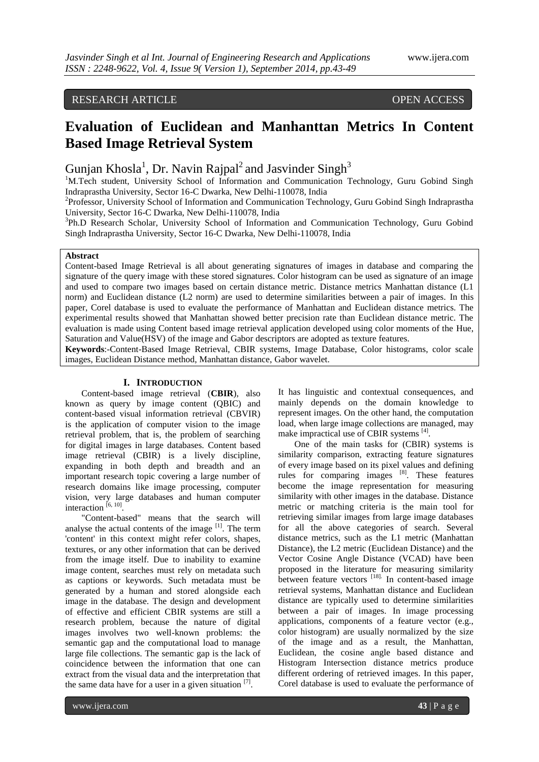RESEARCH ARTICLE OPEN ACCESS

# Evaluation of Euclidean and Manhanttan Metrics In Content Based Image Retrieval System

Gunjan Khosla[1], Dr. Navin Rajpal[2] and Jasvinder Singh[3]

[1]M.Tech student, University School of Information and Communication Technology, Guru Gobind Singh Indraprastha University, Sector 16-C Dwarka, New Delhi-110078, India

[2]Professor, University School of Information and Communication Technology, Guru Gobind Singh Indraprastha University, Sector 16-C Dwarka, New Delhi-110078, India

[3]Ph.D Research Scholar, University School of Information and Communication Technology, Guru Gobind Singh Indraprastha University, Sector 16-C Dwarka, New Delhi-110078, India

**Abstract**

Content-based Image Retrieval is all about generating signatures of images in database and comparing the signature of the query image with these stored signatures. Color histogram can be used as signature of an image and used to compare two images based on certain distance metric. Distance metrics Manhattan distance (L1 norm) and Euclidean distance (L2 norm) are used to determine similarities between a pair of images. In this paper, Corel database is used to evaluate the performance of Manhattan and Euclidean distance metrics. The experimental results showed that Manhattan showed better precision rate than Euclidean distance metric. The evaluation is made using Content based image retrieval application developed using color moments of the Hue, Saturation and Value(HSV) of the image and Gabor descriptors are adopted as texture features.

**Keywords**:-Content-Based Image Retrieval, CBIR systems, Image Database, Color histograms, color scale images, Euclidean Distance method, Manhattan distance, Gabor wavelet.

## I. INTRODUCTION

Content-based image retrieval (**CBIR**), also known as query by image content (QBIC) and content-based visual information retrieval (CBVIR) is the application of computer vision to the image retrieval problem, that is, the problem of searching for digital images in large databases. Content based image retrieval (CBIR) is a lively discipline, expanding in both depth and breadth and an important research topic covering a large number of research domains like image processing, computer vision, very large databases and human computer interaction [6, 10].

"Content-based" means that the search will analyse the actual contents of the image [1]. The term 'content' in this context might refer colors, shapes, textures, or any other information that can be derived from the image itself. Due to inability to examine image content, searches must rely on metadata such as captions or keywords. Such metadata must be generated by a human and stored alongside each image in the database. The design and development of effective and efficient CBIR systems are still a research problem, because the nature of digital images involves two well-known problems: the semantic gap and the computational load to manage large file collections. The semantic gap is the lack of coincidence between the information that one can extract from the visual data and the interpretation that the same data have for a user in a given situation [7]. It has linguistic and contextual consequences, and mainly depends on the domain knowledge to represent images. On the other hand, the computation load, when large image collections are managed, may make impractical use of CBIR systems [4].

One of the main tasks for (CBIR) systems is similarity comparison, extracting feature signatures of every image based on its pixel values and defining rules for comparing images [8]. These features become the image representation for measuring similarity with other images in the database. Distance metric or matching criteria is the main tool for retrieving similar images from large image databases for all the above categories of search. Several distance metrics, such as the L1 metric (Manhattan Distance), the L2 metric (Euclidean Distance) and the Vector Cosine Angle Distance (VCAD) have been proposed in the literature for measuring similarity between feature vectors [18]. In content-based image retrieval systems, Manhattan distance and Euclidean distance are typically used to determine similarities between a pair of images. In image processing applications, components of a feature vector (e.g., color histogram) are usually normalized by the size of the image and as a result, the Manhattan, Euclidean, the cosine angle based distance and Histogram Intersection distance metrics produce different ordering of retrieved images. In this paper, Corel database is used to evaluate the performance of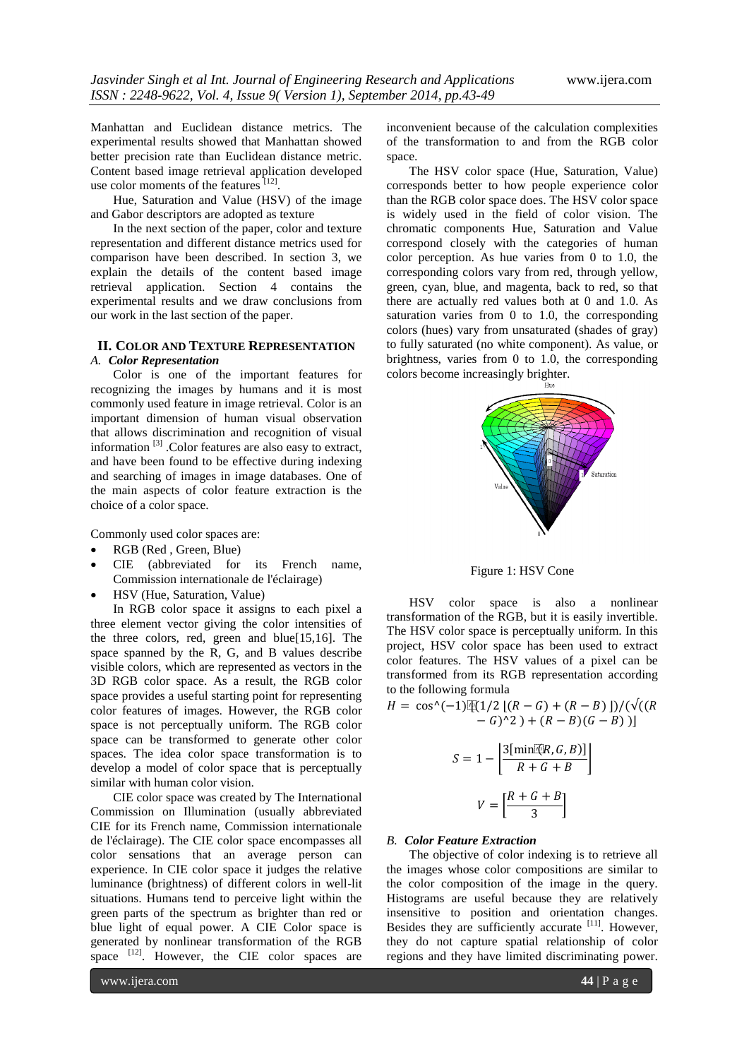Manhattan and Euclidean distance metrics. The experimental results showed that Manhattan showed better precision rate than Euclidean distance metric. Content based image retrieval application developed use color moments of the features [12].

Hue, Saturation and Value (HSV) of the image and Gabor descriptors are adopted as texture

In the next section of the paper, color and texture representation and different distance metrics used for comparison have been described. In section 3, we explain the details of the content based image retrieval application. Section 4 contains the experimental results and we draw conclusions from our work in the last section of the paper.

## II. Color and Texture Representation

### A. *Color Representation*

Color is one of the important features for recognizing the images by humans and it is most commonly used feature in image retrieval. Color is an important dimension of human visual observation that allows discrimination and recognition of visual information [3] .Color features are also easy to extract, and have been found to be effective during indexing and searching of images in image databases. One of the main aspects of color feature extraction is the choice of a color space.

Commonly used color spaces are:

- RGB (Red , Green, Blue)
- CIE (abbreviated for its French name, Commission internationale de l'éclairage)
- HSV (Hue, Saturation, Value)

In RGB color space it assigns to each pixel a three element vector giving the color intensities of the three colors, red, green and blue[15,16]. The space spanned by the R, G, and B values describe visible colors, which are represented as vectors in the 3D RGB color space. As a result, the RGB color space provides a useful starting point for representing color features of images. However, the RGB color space is not perceptually uniform. The RGB color space can be transformed to generate other color spaces. The idea color space transformation is to develop a model of color space that is perceptually similar with human color vision.

CIE color space was created by The International Commission on Illumination (usually abbreviated CIE for its French name, Commission internationale de l'éclairage). The CIE color space encompasses all color sensations that an average person can experience. In CIE color space it judges the relative luminance (brightness) of different colors in well-lit situations. Humans tend to perceive light within the green parts of the spectrum as brighter than red or blue light of equal power. A CIE Color space is generated by nonlinear transformation of the RGB space [12]. However, the CIE color spaces are inconvenient because of the calculation complexities of the transformation to and from the RGB color space.

The HSV color space (Hue, Saturation, Value) corresponds better to how people experience color than the RGB color space does. The HSV color space is widely used in the field of color vision. The chromatic components Hue, Saturation and Value correspond closely with the categories of human color perception. As hue varies from 0 to 1.0, the corresponding colors vary from red, through yellow, green, cyan, blue, and magenta, back to red, so that there are actually red values both at 0 and 1.0. As saturation varies from 0 to 1.0, the corresponding colors (hues) vary from unsaturated (shades of gray) to fully saturated (no white component). As value, or brightness, varies from 0 to 1.0, the corresponding colors become increasingly brighter.

Figure 1: HSV Cone

HSV color space is also a nonlinear transformation of the RGB, but it is easily invertible. The HSV color space is perceptually uniform. In this project, HSV color space has been used to extract color features. The HSV values of a pixel can be transformed from its RGB representation according to the following formula

$$H = \cos^{-1}\left(\frac{1/2\,[(R-G)+(R-B)]}{\sqrt{(R-G)^2+(R-B)(G-B)}}\right)$$

$$S = 1 - \left[\frac{3[\min(R,G,B)]}{R+G+B}\right]$$

$$V = \left[\frac{R+G+B}{3}\right]$$

### B. *Color Feature Extraction*

The objective of color indexing is to retrieve all the images whose color compositions are similar to the color composition of the image in the query. Histograms are useful because they are relatively insensitive to position and orientation changes. Besides they are sufficiently accurate [11]. However, they do not capture spatial relationship of color regions and they have limited discriminating power.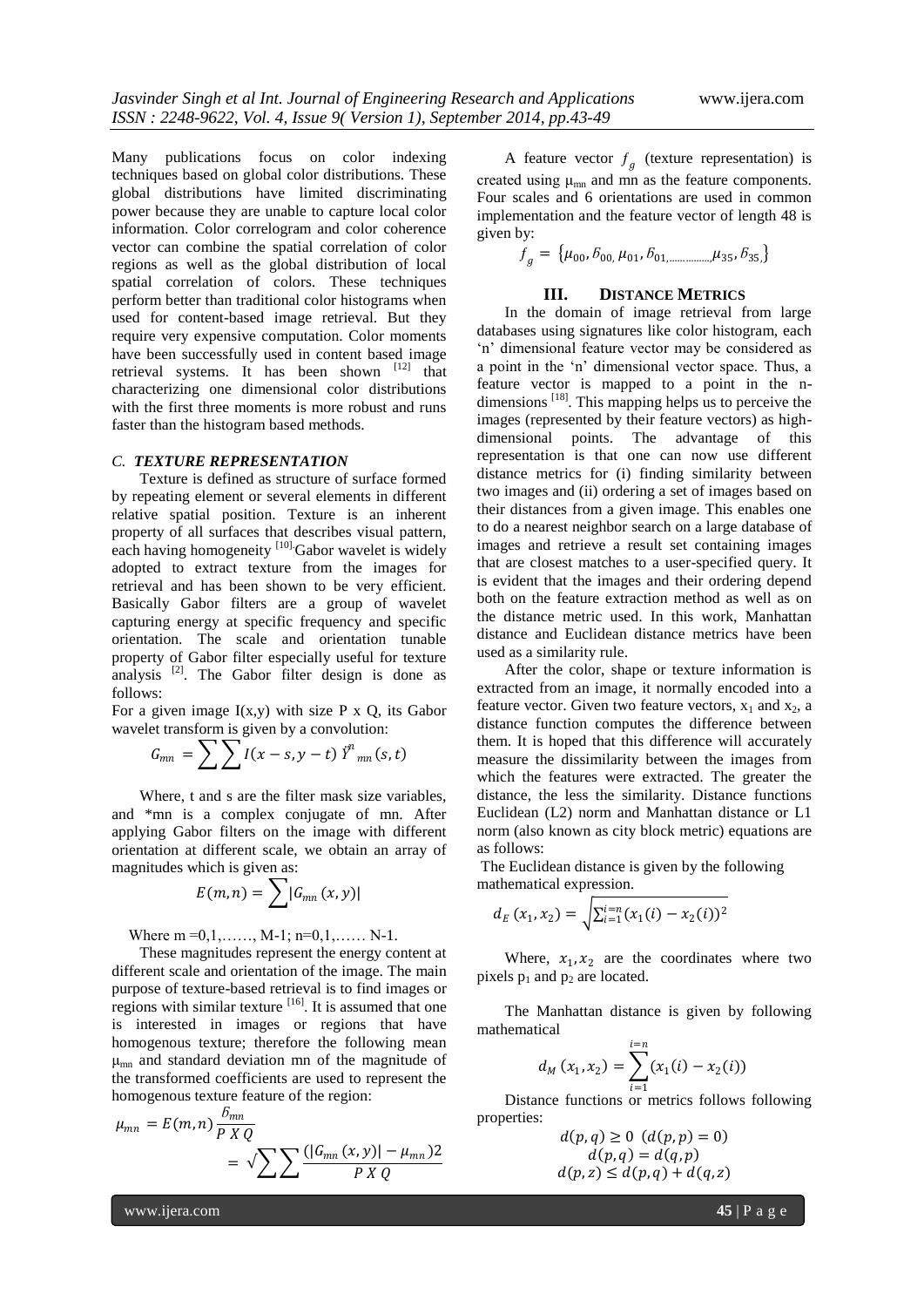Many publications focus on color indexing techniques based on global color distributions. These global distributions have limited discriminating power because they are unable to capture local color information. Color correlogram and color coherence vector can combine the spatial correlation of color regions as well as the global distribution of local spatial correlation of colors. These techniques perform better than traditional color histograms when used for content-based image retrieval. But they require very expensive computation. Color moments have been successfully used in content based image retrieval systems. It has been shown [12] that characterizing one dimensional color distributions with the first three moments is more robust and runs faster than the histogram based methods.

### *C. TEXTURE REPRESENTATION*

Texture is defined as structure of surface formed by repeating element or several elements in different relative spatial position. Texture is an inherent property of all surfaces that describes visual pattern, each having homogeneity [10]. Gabor wavelet is widely adopted to extract texture from the images for retrieval and has been shown to be very efficient. Basically Gabor filters are a group of wavelet capturing energy at specific frequency and specific orientation. The scale and orientation tunable property of Gabor filter especially useful for texture analysis [2]. The Gabor filter design is done as follows:

For a given image I(x,y) with size P x Q, its Gabor wavelet transform is given by a convolution:

$$G_{mn} = \sum\sum I(x-s, y-t)\, \Upsilon^{n}_{mn}(s,t)$$

Where, t and s are the filter mask size variables, and *mn is a complex conjugate of mn. After applying Gabor filters on the image with different orientation at different scale, we obtain an array of magnitudes which is given as:

$$E(m,n) = \sum |G_{mn}(x,y)|$$

Where m =0,1,……, M-1; n=0,1,…… N-1.

These magnitudes represent the energy content at different scale and orientation of the image. The main purpose of texture-based retrieval is to find images or regions with similar texture [16]. It is assumed that one is interested in images or regions that have homogenous texture; therefore the following mean $\mu_{mn}$ and standard deviation mn of the magnitude of the transformed coefficients are used to represent the homogenous texture feature of the region:

$$\mu_{mn} = E(m,n)\frac{\sigma_{mn}}{P\ X\ Q}$$

$$= \sqrt{\sum\sum \frac{(|G_{mn}(x,y)| - \mu_{mn})2}{P\ X\ Q}}$$

A feature vector $f_g$ (texture representation) is created using $\mu_{mn}$ and mn as the feature components. Four scales and 6 orientations are used in common implementation and the feature vector of length 48 is given by:

$$f_g = \{\mu_{00}, \sigma_{00,} \mu_{01}, \sigma_{01,\ldots\ldots\ldots\ldots,} \mu_{35}, \sigma_{35,}\}$$

## III. DISTANCE METRICS

In the domain of image retrieval from large databases using signatures like color histogram, each 'n' dimensional feature vector may be considered as a point in the 'n' dimensional vector space. Thus, a feature vector is mapped to a point in the n-dimensions [18]. This mapping helps us to perceive the images (represented by their feature vectors) as high-dimensional points. The advantage of this representation is that one can now use different distance metrics for (i) finding similarity between two images and (ii) ordering a set of images based on their distances from a given image. This enables one to do a nearest neighbor search on a large database of images and retrieve a result set containing images that are closest matches to a user-specified query. It is evident that the images and their ordering depend both on the feature extraction method as well as on the distance metric used. In this work, Manhattan distance and Euclidean distance metrics have been used as a similarity rule.

After the color, shape or texture information is extracted from an image, it normally encoded into a feature vector. Given two feature vectors, $x_1$ and $x_2$, a distance function computes the difference between them. It is hoped that this difference will accurately measure the dissimilarity between the images from which the features were extracted. The greater the distance, the less the similarity. Distance functions Euclidean (L2) norm and Manhattan distance or L1 norm (also known as city block metric) equations are as follows:

The Euclidean distance is given by the following mathematical expression.

$$d_E(x_1, x_2) = \sqrt{\sum_{i=1}^{i=n}(x_1(i) - x_2(i))^2}$$

Where, $x_1, x_2$ are the coordinates where two pixels $p_1$ and $p_2$ are located.

The Manhattan distance is given by following mathematical

$$d_M(x_1, x_2) = \sum_{i=1}^{i=n}(x_1(i) - x_2(i))$$

Distance functions or metrics follows following properties:

$$d(p,q) \geq 0 \;\; (d(p,p) = 0)$$
$$d(p,q) = d(q,p)$$
$$d(p,z) \leq d(p,q) + d(q,z)$$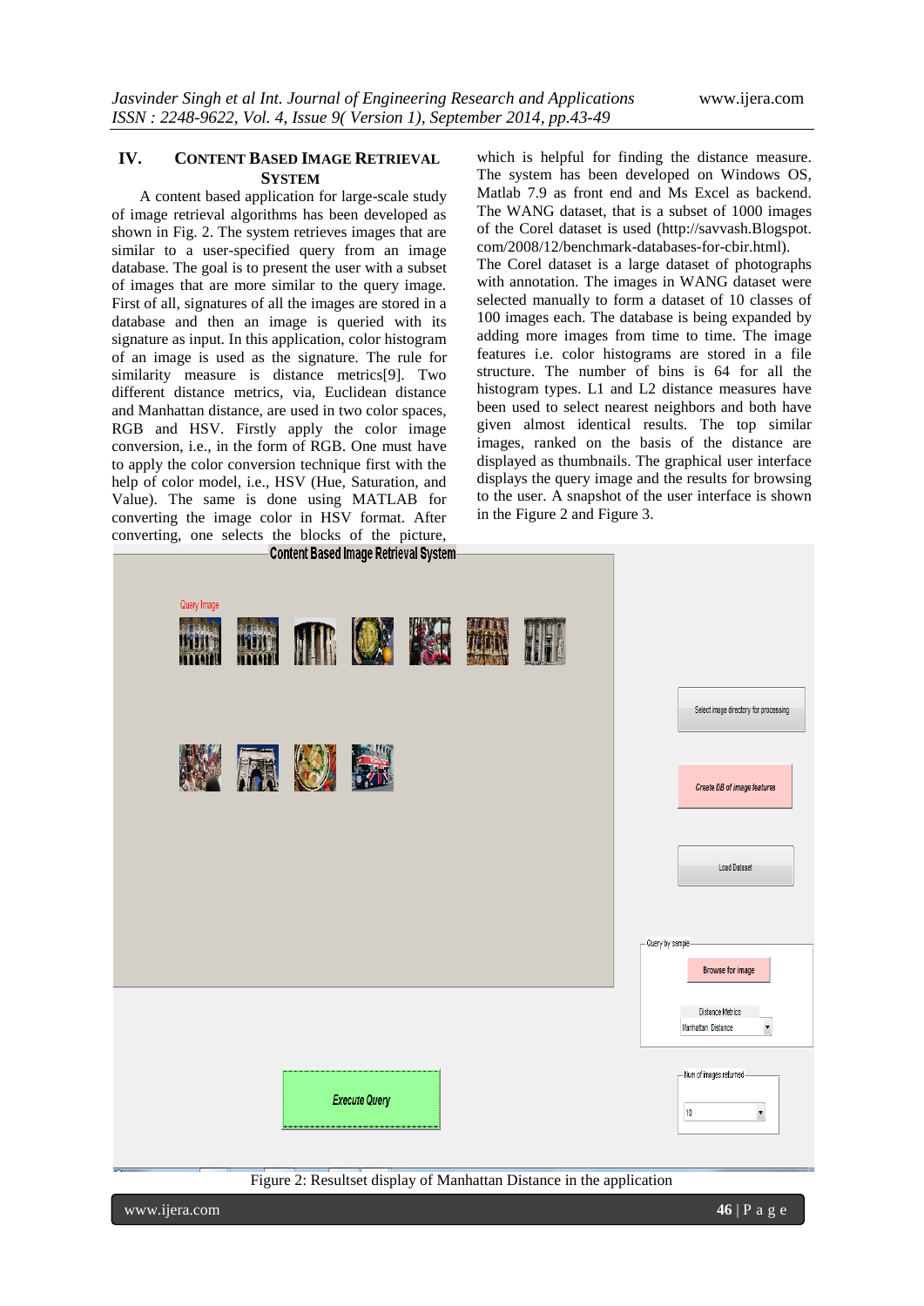## IV. CONTENT BASED IMAGE RETRIEVAL SYSTEM

A content based application for large-scale study of image retrieval algorithms has been developed as shown in Fig. 2. The system retrieves images that are similar to a user-specified query from an image database. The goal is to present the user with a subset of images that are more similar to the query image. First of all, signatures of all the images are stored in a database and then an image is queried with its signature as input. In this application, color histogram of an image is used as the signature. The rule for similarity measure is distance metrics[9]. Two different distance metrics, via, Euclidean distance and Manhattan distance, are used in two color spaces, RGB and HSV. Firstly apply the color image conversion, i.e., in the form of RGB. One must have to apply the color conversion technique first with the help of color model, i.e., HSV (Hue, Saturation, and Value). The same is done using MATLAB for converting the image color in HSV format. After converting, one selects the blocks of the picture, which is helpful for finding the distance measure. The system has been developed on Windows OS, Matlab 7.9 as front end and Ms Excel as backend. The WANG dataset, that is a subset of 1000 images of the Corel dataset is used (http://savvash.Blogspot.com/2008/12/benchmark-databases-for-cbir.html).

The Corel dataset is a large dataset of photographs with annotation. The images in WANG dataset were selected manually to form a dataset of 10 classes of 100 images each. The database is being expanded by adding more images from time to time. The image features i.e. color histograms are stored in a file structure. The number of bins is 64 for all the histogram types. L1 and L2 distance measures have been used to select nearest neighbors and both have given almost identical results. The top similar images, ranked on the basis of the distance are displayed as thumbnails. The graphical user interface displays the query image and the results for browsing to the user. A snapshot of the user interface is shown in the Figure 2 and Figure 3.

Figure 2: Resultset display of Manhattan Distance in the application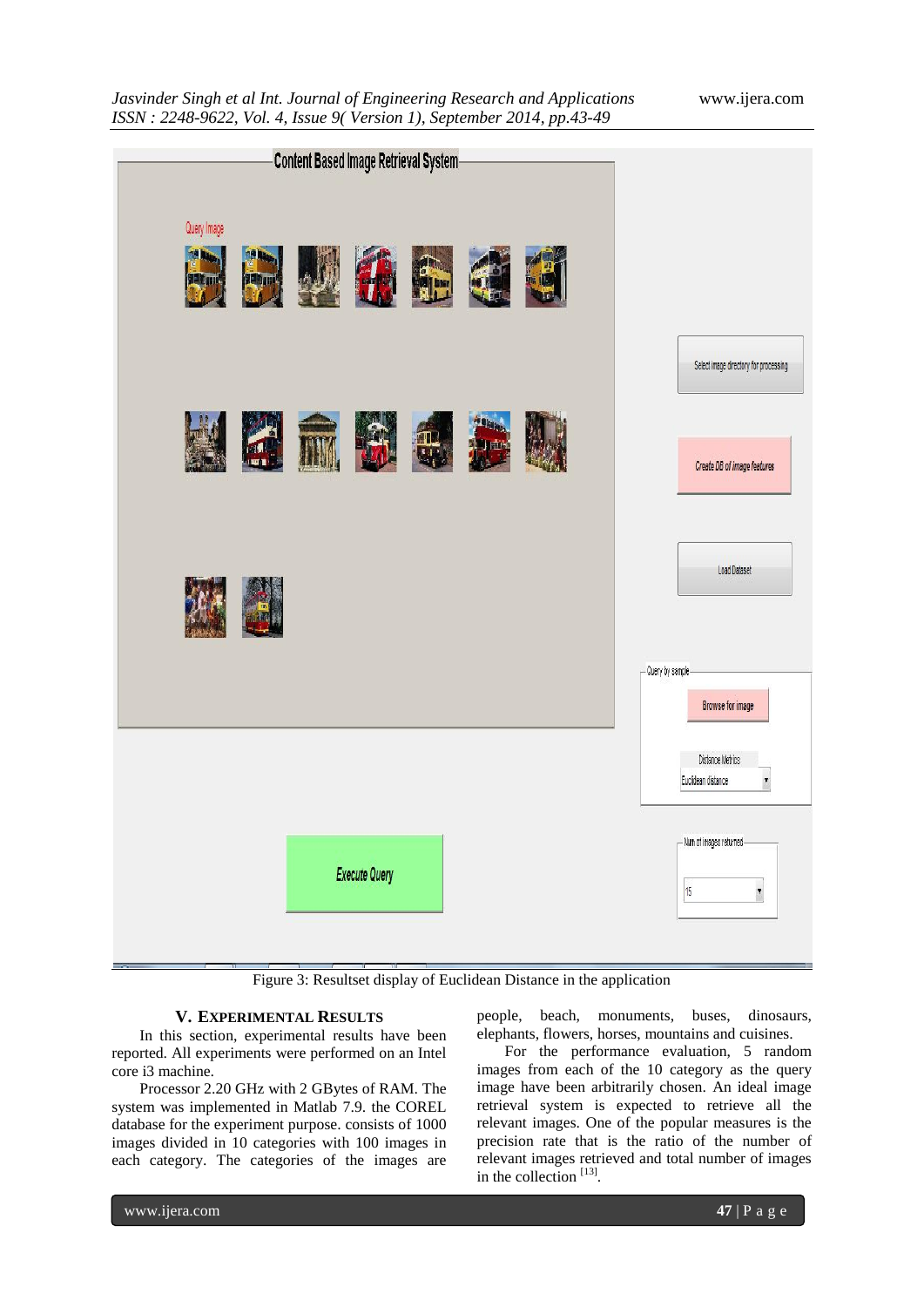Figure 3: Resultset display of Euclidean Distance in the application

## V. EXPERIMENTAL RESULTS

In this section, experimental results have been reported. All experiments were performed on an Intel core i3 machine.

Processor 2.20 GHz with 2 GBytes of RAM. The system was implemented in Matlab 7.9. the COREL database for the experiment purpose. consists of 1000 images divided in 10 categories with 100 images in each category. The categories of the images are people, beach, monuments, buses, dinosaurs, elephants, flowers, horses, mountains and cuisines.

For the performance evaluation, 5 random images from each of the 10 category as the query image have been arbitrarily chosen. An ideal image retrieval system is expected to retrieve all the relevant images. One of the popular measures is the precision rate that is the ratio of the number of relevant images retrieved and total number of images in the collection [13].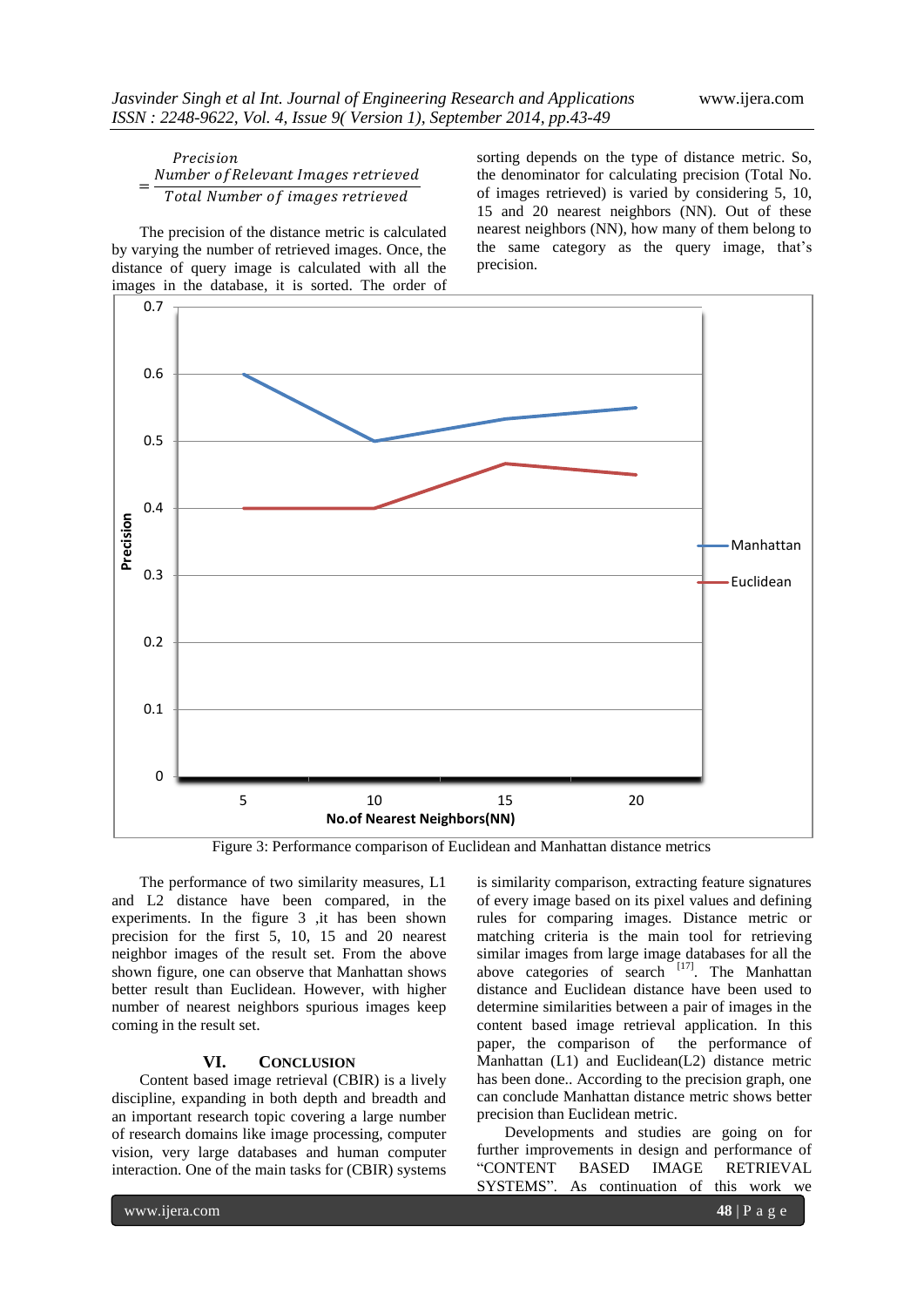$$Precision = \frac{Number\ of\ Relevant\ Images\ retrieved}{Total\ Number\ of\ images\ retrieved}$$

The precision of the distance metric is calculated by varying the number of retrieved images. Once, the distance of query image is calculated with all the images in the database, it is sorted. The order of sorting depends on the type of distance metric. So, the denominator for calculating precision (Total No. of images retrieved) is varied by considering 5, 10, 15 and 20 nearest neighbors (NN). Out of these nearest neighbors (NN), how many of them belong to the same category as the query image, that's precision.

Figure 3: Performance comparison of Euclidean and Manhattan distance metrics

The performance of two similarity measures, L1 and L2 distance have been compared, in the experiments. In the figure 3 ,it has been shown precision for the first 5, 10, 15 and 20 nearest neighbor images of the result set. From the above shown figure, one can observe that Manhattan shows better result than Euclidean. However, with higher number of nearest neighbors spurious images keep coming in the result set.

## VI. Conclusion

Content based image retrieval (CBIR) is a lively discipline, expanding in both depth and breadth and an important research topic covering a large number of research domains like image processing, computer vision, very large databases and human computer interaction. One of the main tasks for (CBIR) systems is similarity comparison, extracting feature signatures of every image based on its pixel values and defining rules for comparing images. Distance metric or matching criteria is the main tool for retrieving similar images from large image databases for all the above categories of search [17]. The Manhattan distance and Euclidean distance have been used to determine similarities between a pair of images in the content based image retrieval application. In this paper, the comparison of the performance of Manhattan (L1) and Euclidean(L2) distance metric has been done.. According to the precision graph, one can conclude Manhattan distance metric shows better precision than Euclidean metric.

Developments and studies are going on for further improvements in design and performance of "CONTENT BASED IMAGE RETRIEVAL SYSTEMS". As continuation of this work we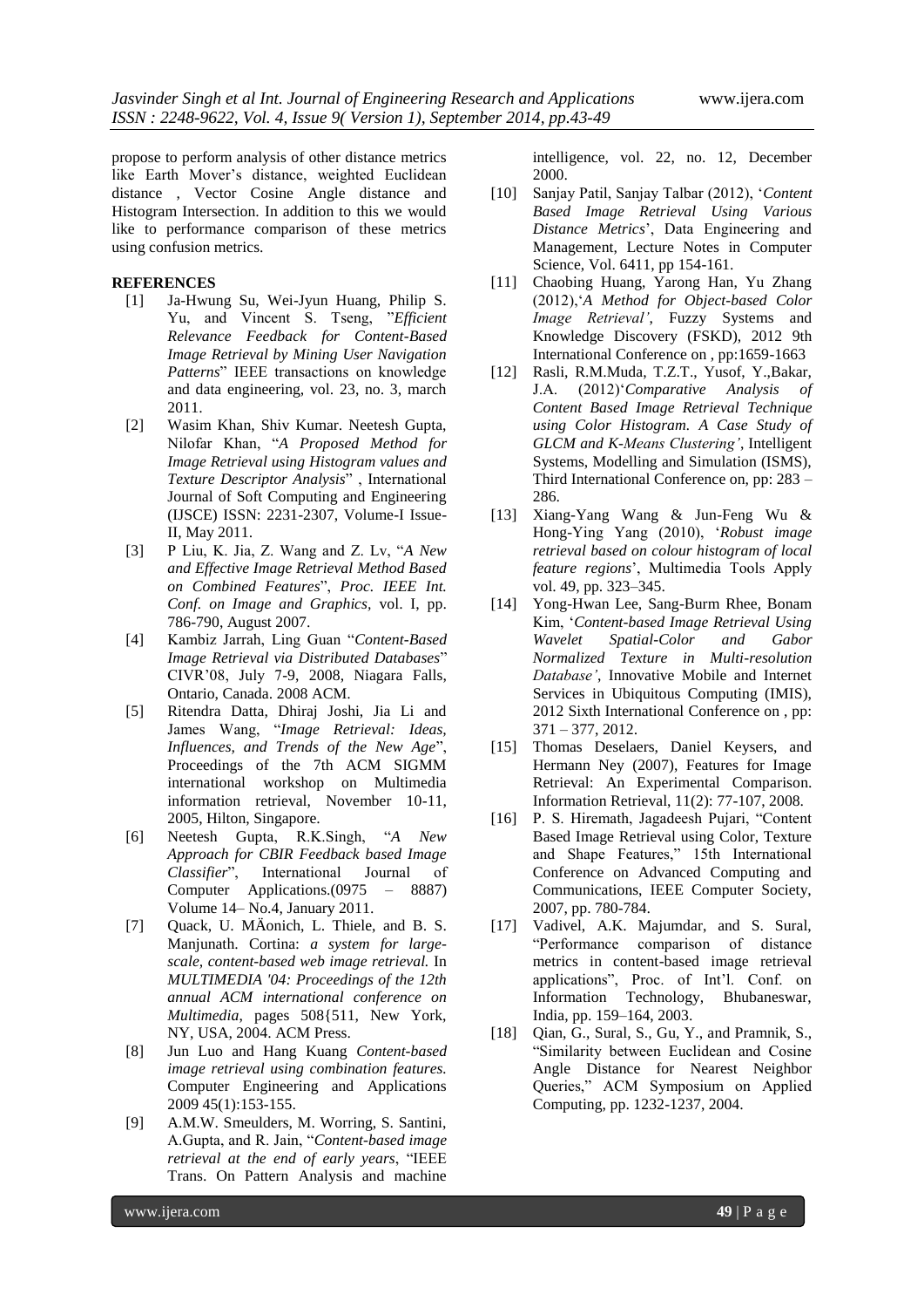propose to perform analysis of other distance metrics like Earth Mover's distance, weighted Euclidean distance , Vector Cosine Angle distance and Histogram Intersection. In addition to this we would like to performance comparison of these metrics using confusion metrics.

**REFERENCES**

[1] Ja-Hwung Su, Wei-Jyun Huang, Philip S. Yu, and Vincent S. Tseng, "*Efficient Relevance Feedback for Content-Based Image Retrieval by Mining User Navigation Patterns*" IEEE transactions on knowledge and data engineering, vol. 23, no. 3, march 2011.

[2] Wasim Khan, Shiv Kumar. Neetesh Gupta, Nilofar Khan, "*A Proposed Method for Image Retrieval using Histogram values and Texture Descriptor Analysis*" , International Journal of Soft Computing and Engineering (IJSCE) ISSN: 2231-2307, Volume-I Issue-II, May 2011.

[3] P Liu, K. Jia, Z. Wang and Z. Lv, "*A New and Effective Image Retrieval Method Based on Combined Features*", *Proc. IEEE Int. Conf. on Image and Graphics*, vol. I, pp. 786-790, August 2007.

[4] Kambiz Jarrah, Ling Guan "*Content-Based Image Retrieval via Distributed Databases*" CIVR'08, July 7-9, 2008, Niagara Falls, Ontario, Canada. 2008 ACM.

[5] Ritendra Datta, Dhiraj Joshi, Jia Li and James Wang, "*Image Retrieval: Ideas, Influences, and Trends of the New Age*", Proceedings of the 7th ACM SIGMM international workshop on Multimedia information retrieval, November 10-11, 2005, Hilton, Singapore.

[6] Neetesh Gupta, R.K.Singh, "*A New Approach for CBIR Feedback based Image Classifier*", International Journal of Computer Applications.(0975 – 8887) Volume 14– No.4, January 2011.

[7] Quack, U. MÄonich, L. Thiele, and B. S. Manjunath. Cortina: *a system for large-scale, content-based web image retrieval.* In *MULTIMEDIA '04: Proceedings of the 12th annual ACM international conference on Multimedia*, pages 508{511, New York, NY, USA, 2004. ACM Press.

[8] Jun Luo and Hang Kuang *Content-based image retrieval using combination features.* Computer Engineering and Applications 2009 45(1):153-155.

[9] A.M.W. Smeulders, M. Worring, S. Santini, A.Gupta, and R. Jain, "*Content-based image retrieval at the end of early years*, "IEEE Trans. On Pattern Analysis and machine intelligence, vol. 22, no. 12, December 2000.

[10] Sanjay Patil, Sanjay Talbar (2012), '*Content Based Image Retrieval Using Various Distance Metrics*', Data Engineering and Management, Lecture Notes in Computer Science, Vol. 6411, pp 154-161.

[11] Chaobing Huang, Yarong Han, Yu Zhang (2012),'*A Method for Object-based Color Image Retrieval'*, Fuzzy Systems and Knowledge Discovery (FSKD), 2012 9th International Conference on , pp:1659-1663

[12] Rasli, R.M.Muda, T.Z.T., Yusof, Y.,Bakar, J.A. (2012)'*Comparative Analysis of Content Based Image Retrieval Technique using Color Histogram. A Case Study of GLCM and K-Means Clustering'*, Intelligent Systems, Modelling and Simulation (ISMS), Third International Conference on, pp: 283 – 286.

[13] Xiang-Yang Wang & Jun-Feng Wu & Hong-Ying Yang (2010), '*Robust image retrieval based on colour histogram of local feature regions*', Multimedia Tools Apply vol. 49, pp. 323–345.

[14] Yong-Hwan Lee, Sang-Burm Rhee, Bonam Kim, '*Content-based Image Retrieval Using Wavelet Spatial-Color and Gabor Normalized Texture in Multi-resolution Database'*, Innovative Mobile and Internet Services in Ubiquitous Computing (IMIS), 2012 Sixth International Conference on , pp: 371 – 377, 2012.

[15] Thomas Deselaers, Daniel Keysers, and Hermann Ney (2007), Features for Image Retrieval: An Experimental Comparison. Information Retrieval, 11(2): 77-107, 2008.

[16] P. S. Hiremath, Jagadeesh Pujari, "Content Based Image Retrieval using Color, Texture and Shape Features," 15th International Conference on Advanced Computing and Communications, IEEE Computer Society, 2007, pp. 780-784.

[17] Vadivel, A.K. Majumdar, and S. Sural, "Performance comparison of distance metrics in content-based image retrieval applications", Proc. of Int'l. Conf. on Information Technology, Bhubaneswar, India, pp. 159–164, 2003.

[18] Qian, G., Sural, S., Gu, Y., and Pramnik, S., "Similarity between Euclidean and Cosine Angle Distance for Nearest Neighbor Queries," ACM Symposium on Applied Computing, pp. 1232-1237, 2004.